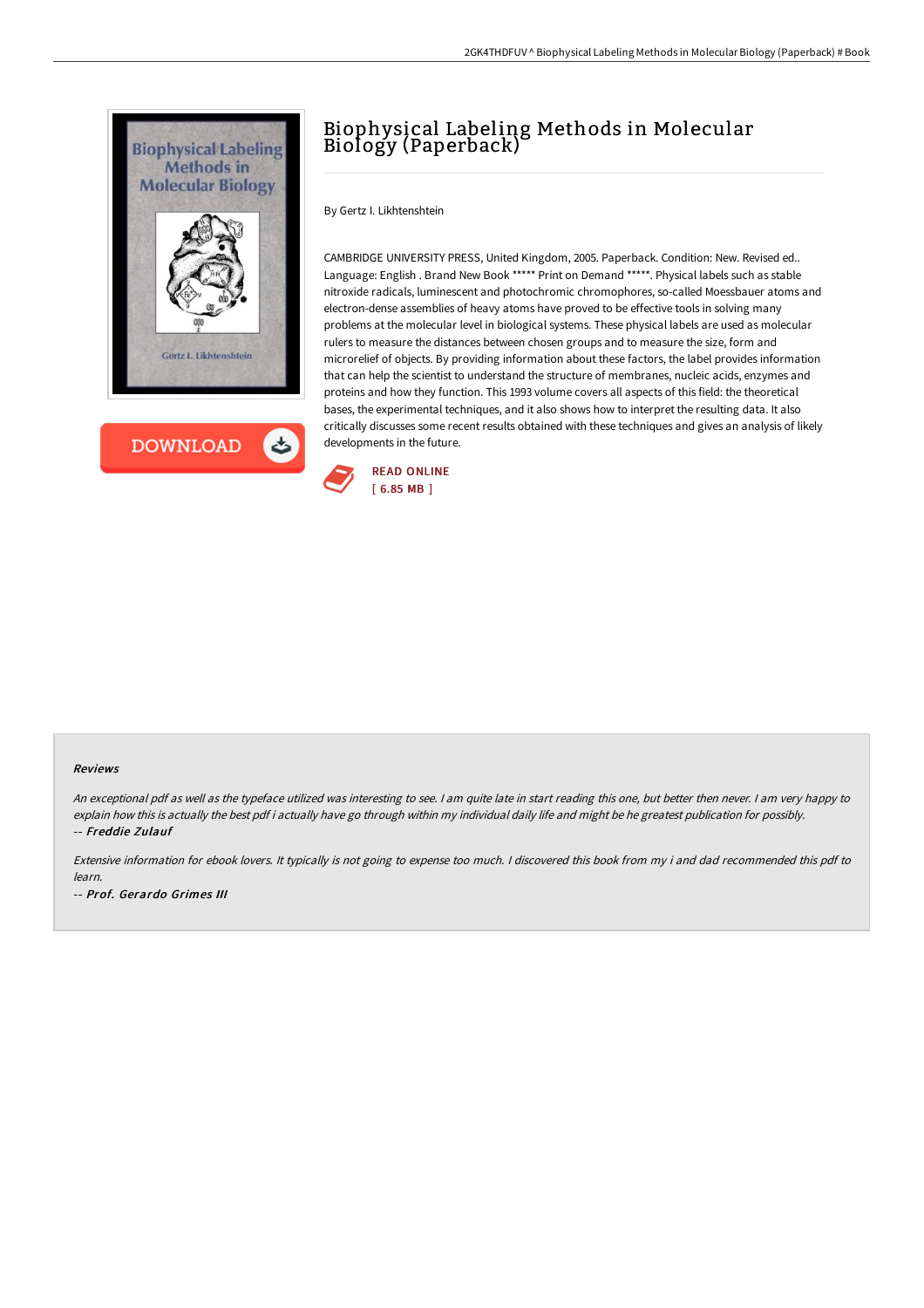# Biophysical Labeling Methods in Molecular Biology (Paperback)

By Gertz I. Likhtenshtein

CAMBRIDGE UNIVERSITY PRESS, United Kingdom, 2005. Paperback. Condition: New. Revised ed.. Language: English . Brand New Book ***** Print on Demand *****. Physical labels such as stable nitroxide radicals, luminescent and photochromic chromophores, so-called Moessbauer atoms and electron-dense assemblies of heavy atoms have proved to be effective tools in solving many problems at the molecular level in biological systems. These physical labels are used as molecular rulers to measure the distances between chosen groups and to measure the size, form and microrelief of objects. By providing information about these factors, the label provides information that can help the scientist to understand the structure of membranes, nucleic acids, enzymes and proteins and how they function. This 1993 volume covers all aspects of this field: the theoretical bases, the experimental techniques, and it also shows how to interpret the resulting data. It also critically discusses some recent results obtained with these techniques and gives an analysis of likely developments in the future.

READ ONLINE
[ 6.85 MB ]

### Reviews

*An exceptional pdf as well as the typeface utilized was interesting to see. I am quite late in start reading this one, but better then never. I am very happy to explain how this is actually the best pdf i actually have go through within my individual daily life and might be he greatest publication for possibly.*

*-- **Freddie Zulauf***

*Extensive information for ebook lovers. It typically is not going to expense too much. I discovered this book from my i and dad recommended this pdf to learn.*

*-- **Prof. Gerardo Grimes III***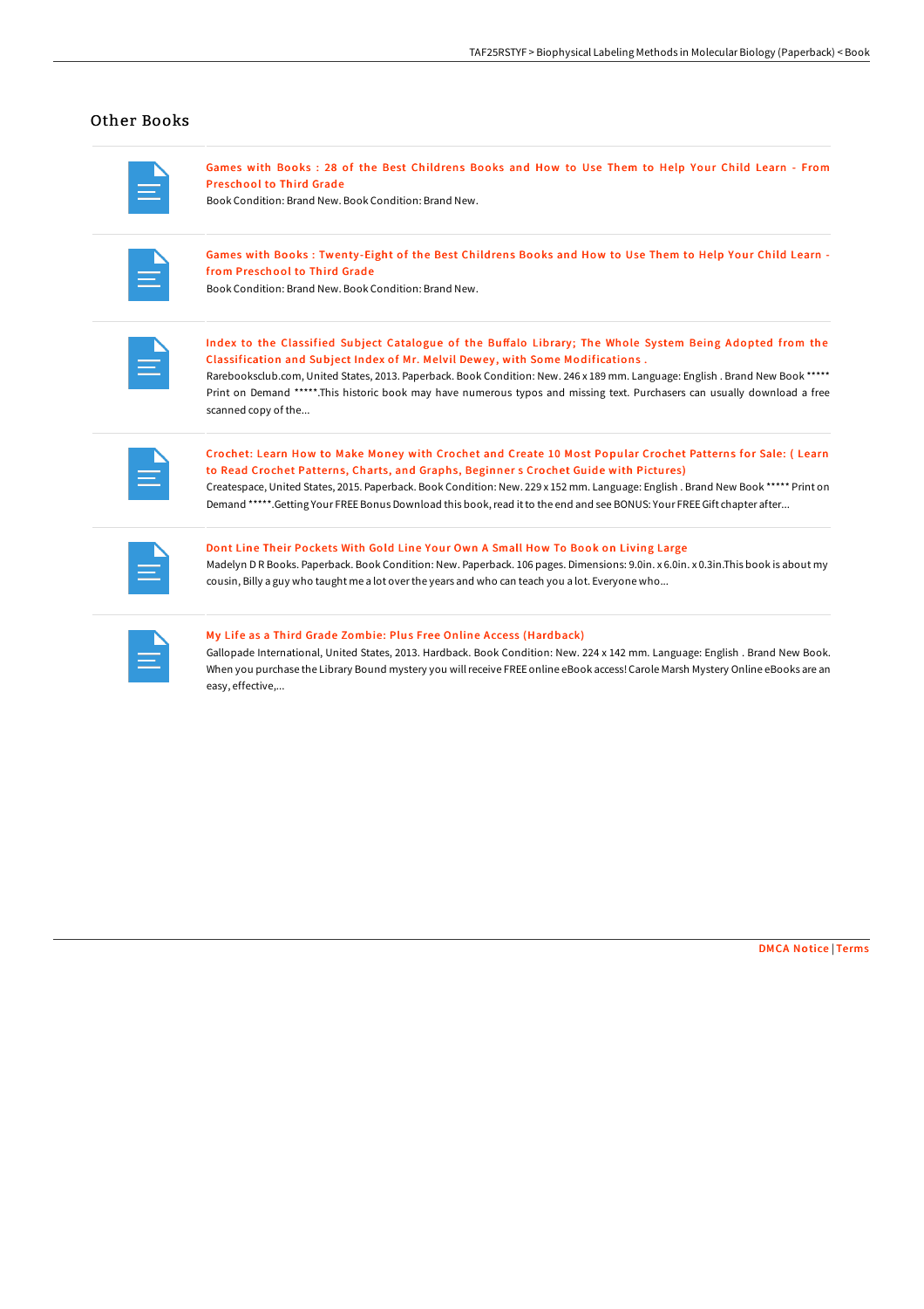## Other Books

**Games with Books : 28 of the Best Childrens Books and How to Use Them to Help Your Child Learn - From Preschool to Third Grade**

Book Condition: Brand New. Book Condition: Brand New.

**Games with Books : Twenty-Eight of the Best Childrens Books and How to Use Them to Help Your Child Learn - from Preschool to Third Grade**

Book Condition: Brand New. Book Condition: Brand New.

**Index to the Classified Subject Catalogue of the Buffalo Library; The Whole System Being Adopted from the Classification and Subject Index of Mr. Melvil Dewey, with Some Modifications .**

Rarebooksclub.com, United States, 2013. Paperback. Book Condition: New. 246 x 189 mm. Language: English . Brand New Book ***** Print on Demand *****.This historic book may have numerous typos and missing text. Purchasers can usually download a free scanned copy of the...

**Crochet: Learn How to Make Money with Crochet and Create 10 Most Popular Crochet Patterns for Sale: ( Learn to Read Crochet Patterns, Charts, and Graphs, Beginner s Crochet Guide with Pictures)**

Createspace, United States, 2015. Paperback. Book Condition: New. 229 x 152 mm. Language: English . Brand New Book ***** Print on Demand *****.Getting Your FREE Bonus Download this book, read it to the end and see BONUS: Your FREE Gift chapter after...

**Dont Line Their Pockets With Gold Line Your Own A Small How To Book on Living Large**

Madelyn D R Books. Paperback. Book Condition: New. Paperback. 106 pages. Dimensions: 9.0in. x 6.0in. x 0.3in.This book is about my cousin, Billy a guy who taught me a lot over the years and who can teach you a lot. Everyone who...

**My Life as a Third Grade Zombie: Plus Free Online Access (Hardback)**

Gallopade International, United States, 2013. Hardback. Book Condition: New. 224 x 142 mm. Language: English . Brand New Book. When you purchase the Library Bound mystery you will receive FREE online eBook access! Carole Marsh Mystery Online eBooks are an easy, effective,...